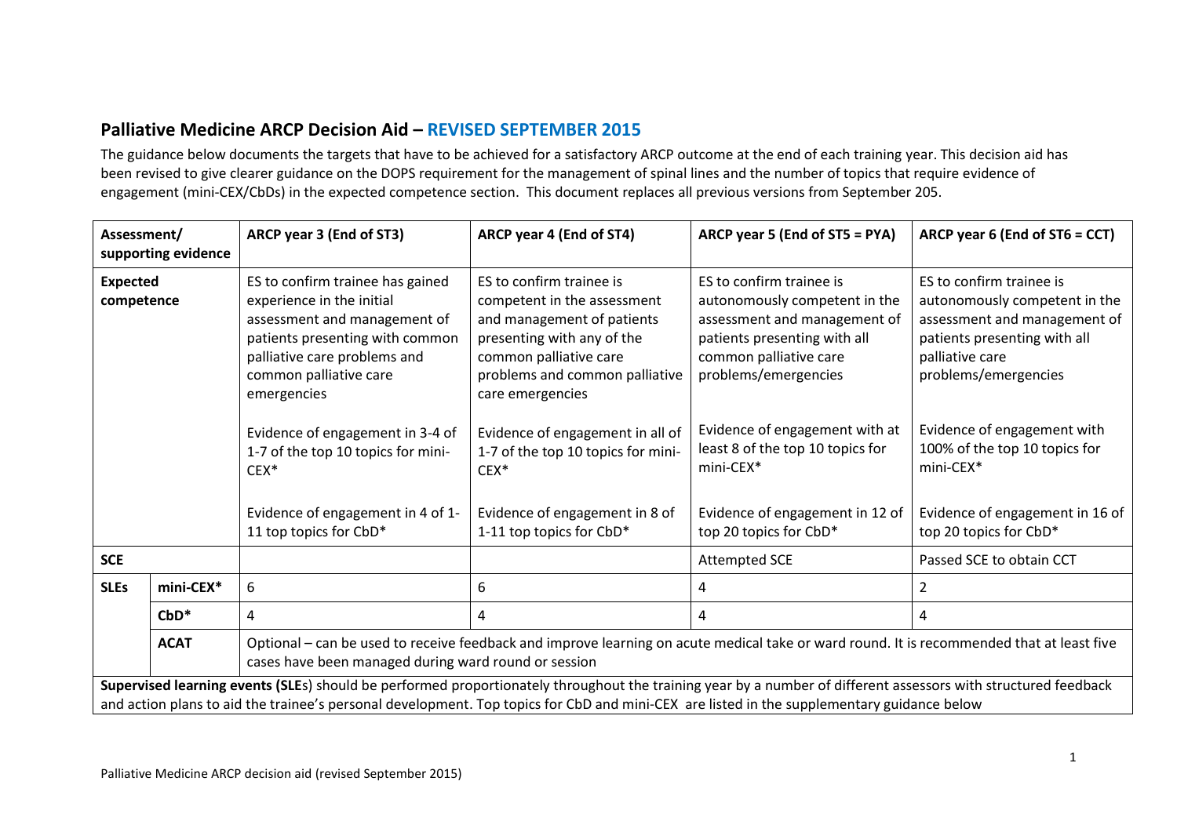## Palliative Medicine ARCP Decision Aid – REVISED SEPTEMBER 2015

The guidance below documents the targets that have to be achieved for a satisfactory ARCP outcome at the end of each training year. This decision aid has been revised to give clearer guidance on the DOPS requirement for the management of spinal lines and the number of topics that require evidence of engagement (mini-CEX/CbDs) in the expected competence section. This document replaces all previous versions from September 205.

| Assessment/ supporting evidence | | ARCP year 3 (End of ST3) | ARCP year 4 (End of ST4) | ARCP year 5 (End of ST5 = PYA) | ARCP year 6 (End of ST6 = CCT) |
|---|---|---|---|---|---|
| **Expected competence** | | ES to confirm trainee has gained experience in the initial assessment and management of patients presenting with common palliative care problems and common palliative care emergencies<br><br>Evidence of engagement in 3-4 of 1-7 of the top 10 topics for mini-CEX*<br><br>Evidence of engagement in 4 of 1-11 top topics for CbD* | ES to confirm trainee is competent in the assessment and management of patients presenting with any of the common palliative care problems and common palliative care emergencies<br><br>Evidence of engagement in all of 1-7 of the top 10 topics for mini-CEX*<br><br>Evidence of engagement in 8 of 1-11 top topics for CbD* | ES to confirm trainee is autonomously competent in the assessment and management of patients presenting with all common palliative care problems/emergencies<br><br>Evidence of engagement with at least 8 of the top 10 topics for mini-CEX*<br><br>Evidence of engagement in 12 of top 20 topics for CbD* | ES to confirm trainee is autonomously competent in the assessment and management of patients presenting with all palliative care problems/emergencies<br><br>Evidence of engagement with 100% of the top 10 topics for mini-CEX*<br><br>Evidence of engagement in 16 of top 20 topics for CbD* |
| **SCE** | | | | Attempted SCE | Passed SCE to obtain CCT |
| **SLEs** | **mini-CEX*** | 6 | 6 | 4 | 2 |
| | **CbD*** | 4 | 4 | 4 | 4 |
| | **ACAT** | Optional – can be used to receive feedback and improve learning on acute medical take or ward round. It is recommended that at least five cases have been managed during ward round or session | | | |
| **Supervised learning events (SLE**s) should be performed proportionately throughout the training year by a number of different assessors with structured feedback and action plans to aid the trainee's personal development. Top topics for CbD and mini-CEX are listed in the supplementary guidance below | | | | | |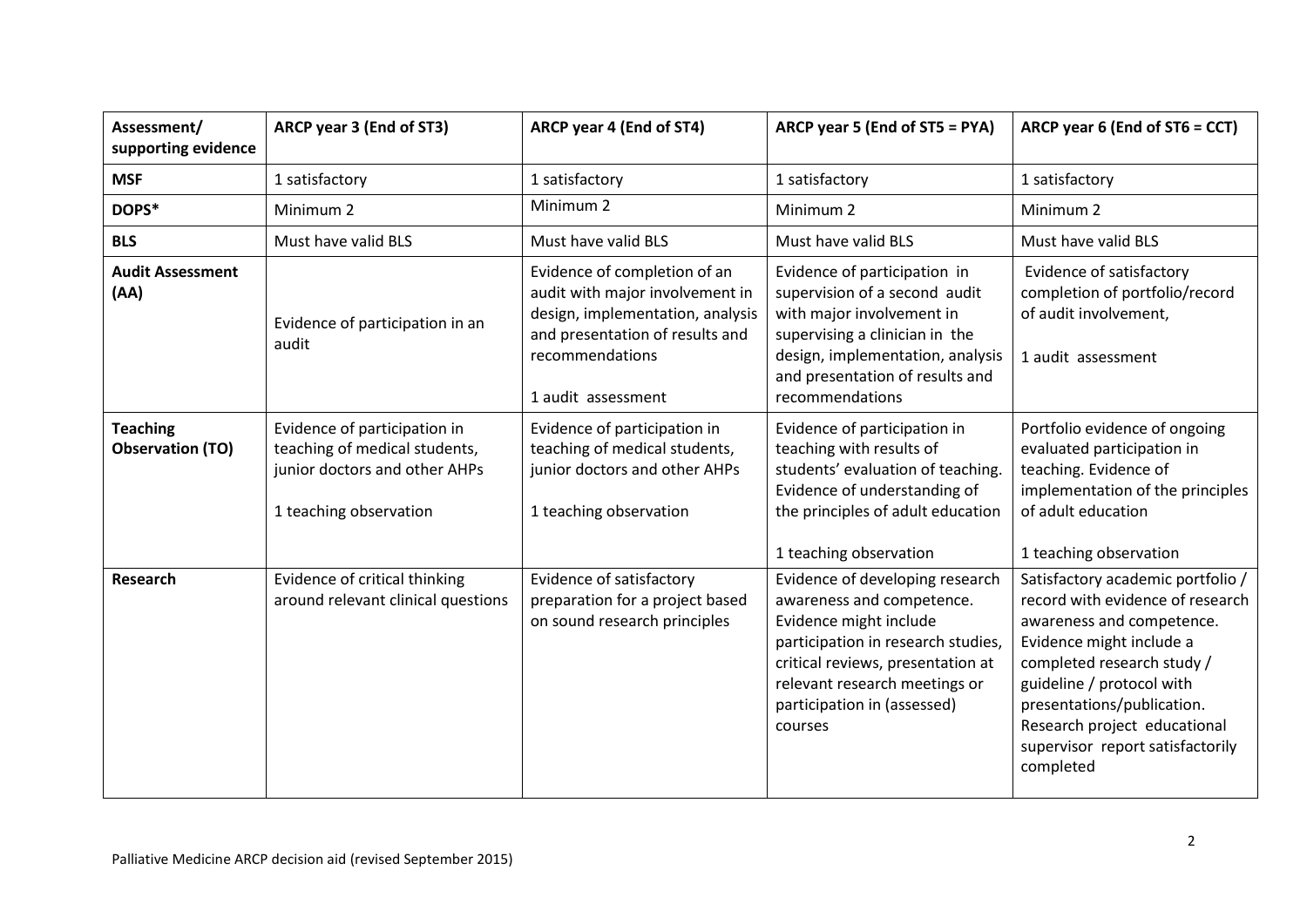| Assessment/ supporting evidence | ARCP year 3 (End of ST3) | ARCP year 4 (End of ST4) | ARCP year 5 (End of ST5 = PYA) | ARCP year 6 (End of ST6 = CCT) |
|---|---|---|---|---|
| **MSF** | 1 satisfactory | 1 satisfactory | 1 satisfactory | 1 satisfactory |
| **DOPS*** | Minimum 2 | Minimum 2 | Minimum 2 | Minimum 2 |
| **BLS** | Must have valid BLS | Must have valid BLS | Must have valid BLS | Must have valid BLS |
| **Audit Assessment (AA)** | Evidence of participation in an audit | Evidence of completion of an audit with major involvement in design, implementation, analysis and presentation of results and recommendations<br><br>1 audit assessment | Evidence of participation in supervision of a second audit with major involvement in supervising a clinician in the design, implementation, analysis and presentation of results and recommendations | Evidence of satisfactory completion of portfolio/record of audit involvement,<br><br>1 audit assessment |
| **Teaching Observation (TO)** | Evidence of participation in teaching of medical students, junior doctors and other AHPs<br><br>1 teaching observation | Evidence of participation in teaching of medical students, junior doctors and other AHPs<br><br>1 teaching observation | Evidence of participation in teaching with results of students' evaluation of teaching. Evidence of understanding of the principles of adult education<br><br>1 teaching observation | Portfolio evidence of ongoing evaluated participation in teaching. Evidence of implementation of the principles of adult education<br><br>1 teaching observation |
| **Research** | Evidence of critical thinking around relevant clinical questions | Evidence of satisfactory preparation for a project based on sound research principles | Evidence of developing research awareness and competence. Evidence might include participation in research studies, critical reviews, presentation at relevant research meetings or participation in (assessed) courses | Satisfactory academic portfolio / record with evidence of research awareness and competence. Evidence might include a completed research study / guideline / protocol with presentations/publication. Research project educational supervisor report satisfactorily completed |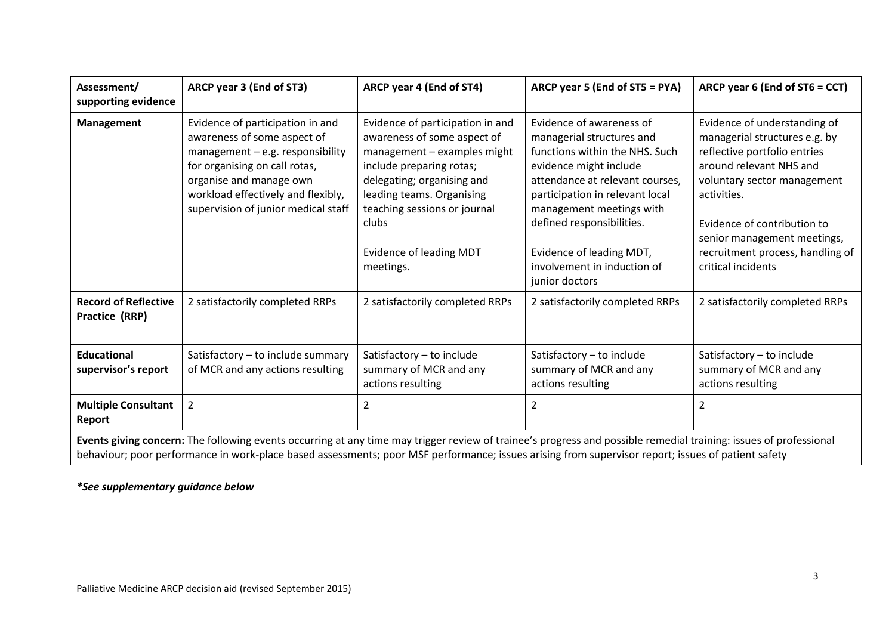| Assessment/ supporting evidence | ARCP year 3 (End of ST3) | ARCP year 4 (End of ST4) | ARCP year 5 (End of ST5 = PYA) | ARCP year 6 (End of ST6 = CCT) |
|---|---|---|---|---|
| **Management** | Evidence of participation in and awareness of some aspect of management – e.g. responsibility for organising on call rotas, organise and manage own workload effectively and flexibly, supervision of junior medical staff | Evidence of participation in and awareness of some aspect of management – examples might include preparing rotas; delegating; organising and leading teams. Organising teaching sessions or journal clubs<br><br>Evidence of leading MDT meetings. | Evidence of awareness of managerial structures and functions within the NHS. Such evidence might include attendance at relevant courses, participation in relevant local management meetings with defined responsibilities.<br><br>Evidence of leading MDT, involvement in induction of junior doctors | Evidence of understanding of managerial structures e.g. by reflective portfolio entries around relevant NHS and voluntary sector management activities.<br><br>Evidence of contribution to senior management meetings, recruitment process, handling of critical incidents |
| **Record of Reflective Practice (RRP)** | 2 satisfactorily completed RRPs | 2 satisfactorily completed RRPs | 2 satisfactorily completed RRPs | 2 satisfactorily completed RRPs |
| **Educational supervisor's report** | Satisfactory – to include summary of MCR and any actions resulting | Satisfactory – to include summary of MCR and any actions resulting | Satisfactory – to include summary of MCR and any actions resulting | Satisfactory – to include summary of MCR and any actions resulting |
| **Multiple Consultant Report** | 2 | 2 | 2 | 2 |
| **Events giving concern:** The following events occurring at any time may trigger review of trainee's progress and possible remedial training: issues of professional behaviour; poor performance in work-place based assessments; poor MSF performance; issues arising from supervisor report; issues of patient safety | | | | |

***See supplementary guidance below***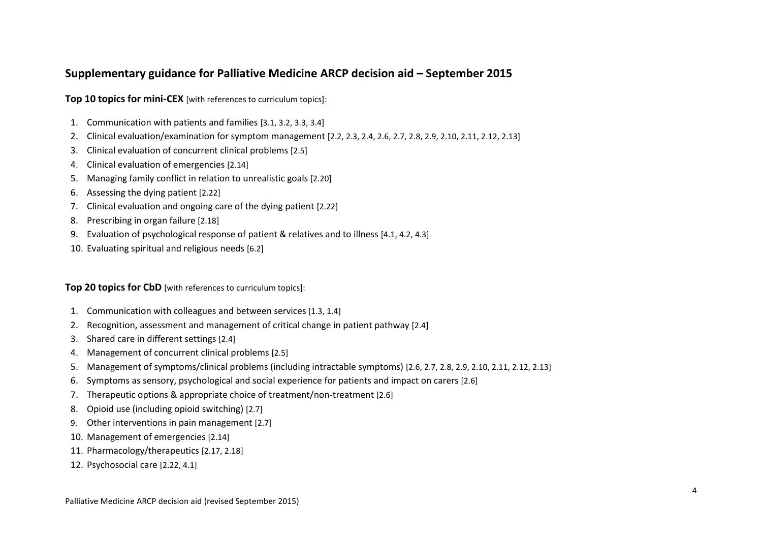## Supplementary guidance for Palliative Medicine ARCP decision aid – September 2015

**Top 10 topics for mini-CEX** [with references to curriculum topics]:

1. Communication with patients and families [3.1, 3.2, 3.3, 3.4]
2. Clinical evaluation/examination for symptom management [2.2, 2.3, 2.4, 2.6, 2.7, 2.8, 2.9, 2.10, 2.11, 2.12, 2.13]
3. Clinical evaluation of concurrent clinical problems [2.5]
4. Clinical evaluation of emergencies [2.14]
5. Managing family conflict in relation to unrealistic goals [2.20]
6. Assessing the dying patient [2.22]
7. Clinical evaluation and ongoing care of the dying patient [2.22]
8. Prescribing in organ failure [2.18]
9. Evaluation of psychological response of patient & relatives and to illness [4.1, 4.2, 4.3]
10. Evaluating spiritual and religious needs [6.2]

**Top 20 topics for CbD** [with references to curriculum topics]:

1. Communication with colleagues and between services [1.3, 1.4]
2. Recognition, assessment and management of critical change in patient pathway [2.4]
3. Shared care in different settings [2.4]
4. Management of concurrent clinical problems [2.5]
5. Management of symptoms/clinical problems (including intractable symptoms) [2.6, 2.7, 2.8, 2.9, 2.10, 2.11, 2.12, 2.13]
6. Symptoms as sensory, psychological and social experience for patients and impact on carers [2.6]
7. Therapeutic options & appropriate choice of treatment/non-treatment [2.6]
8. Opioid use (including opioid switching) [2.7]
9. Other interventions in pain management [2.7]
10. Management of emergencies [2.14]
11. Pharmacology/therapeutics [2.17, 2.18]
12. Psychosocial care [2.22, 4.1]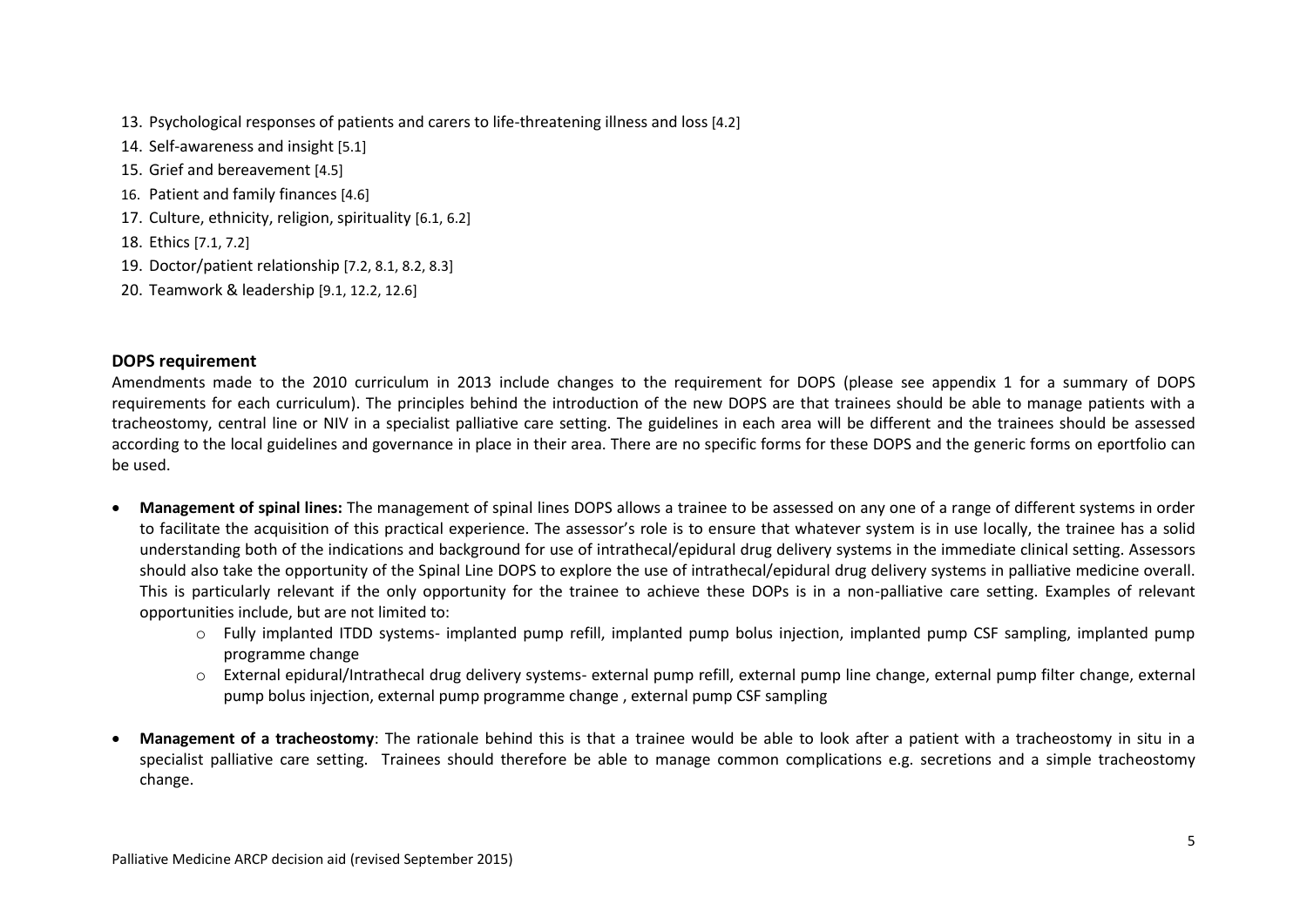13. Psychological responses of patients and carers to life-threatening illness and loss [4.2]
14. Self-awareness and insight [5.1]
15. Grief and bereavement [4.5]
16. Patient and family finances [4.6]
17. Culture, ethnicity, religion, spirituality [6.1, 6.2]
18. Ethics [7.1, 7.2]
19. Doctor/patient relationship [7.2, 8.1, 8.2, 8.3]
20. Teamwork & leadership [9.1, 12.2, 12.6]

## DOPS requirement

Amendments made to the 2010 curriculum in 2013 include changes to the requirement for DOPS (please see appendix 1 for a summary of DOPS requirements for each curriculum). The principles behind the introduction of the new DOPS are that trainees should be able to manage patients with a tracheostomy, central line or NIV in a specialist palliative care setting. The guidelines in each area will be different and the trainees should be assessed according to the local guidelines and governance in place in their area. There are no specific forms for these DOPS and the generic forms on eportfolio can be used.

- **Management of spinal lines:** The management of spinal lines DOPS allows a trainee to be assessed on any one of a range of different systems in order to facilitate the acquisition of this practical experience. The assessor's role is to ensure that whatever system is in use locally, the trainee has a solid understanding both of the indications and background for use of intrathecal/epidural drug delivery systems in the immediate clinical setting. Assessors should also take the opportunity of the Spinal Line DOPS to explore the use of intrathecal/epidural drug delivery systems in palliative medicine overall. This is particularly relevant if the only opportunity for the trainee to achieve these DOPs is in a non-palliative care setting. Examples of relevant opportunities include, but are not limited to:
    - Fully implanted ITDD systems- implanted pump refill, implanted pump bolus injection, implanted pump CSF sampling, implanted pump programme change
    - External epidural/Intrathecal drug delivery systems- external pump refill, external pump line change, external pump filter change, external pump bolus injection, external pump programme change , external pump CSF sampling

- **Management of a tracheostomy**: The rationale behind this is that a trainee would be able to look after a patient with a tracheostomy in situ in a specialist palliative care setting. Trainees should therefore be able to manage common complications e.g. secretions and a simple tracheostomy change.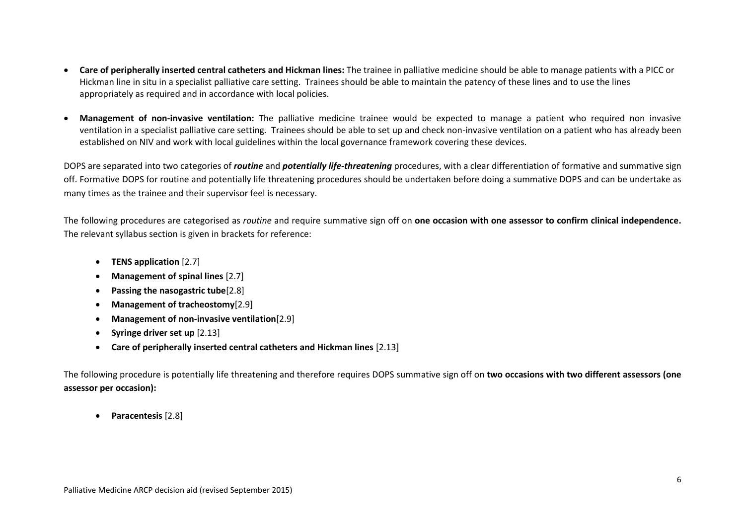- **Care of peripherally inserted central catheters and Hickman lines:** The trainee in palliative medicine should be able to manage patients with a PICC or Hickman line in situ in a specialist palliative care setting. Trainees should be able to maintain the patency of these lines and to use the lines appropriately as required and in accordance with local policies.

- **Management of non-invasive ventilation:** The palliative medicine trainee would be expected to manage a patient who required non invasive ventilation in a specialist palliative care setting. Trainees should be able to set up and check non-invasive ventilation on a patient who has already been established on NIV and work with local guidelines within the local governance framework covering these devices.

DOPS are separated into two categories of ***routine*** and ***potentially life-threatening*** procedures, with a clear differentiation of formative and summative sign off. Formative DOPS for routine and potentially life threatening procedures should be undertaken before doing a summative DOPS and can be undertake as many times as the trainee and their supervisor feel is necessary.

The following procedures are categorised as *routine* and require summative sign off on **one occasion with one assessor to confirm clinical independence.** The relevant syllabus section is given in brackets for reference:

- **TENS application** [2.7]
- **Management of spinal lines** [2.7]
- **Passing the nasogastric tube**[2.8]
- **Management of tracheostomy**[2.9]
- **Management of non-invasive ventilation**[2.9]
- **Syringe driver set up** [2.13]
- **Care of peripherally inserted central catheters and Hickman lines** [2.13]

The following procedure is potentially life threatening and therefore requires DOPS summative sign off on **two occasions with two different assessors (one assessor per occasion):**

- **Paracentesis** [2.8]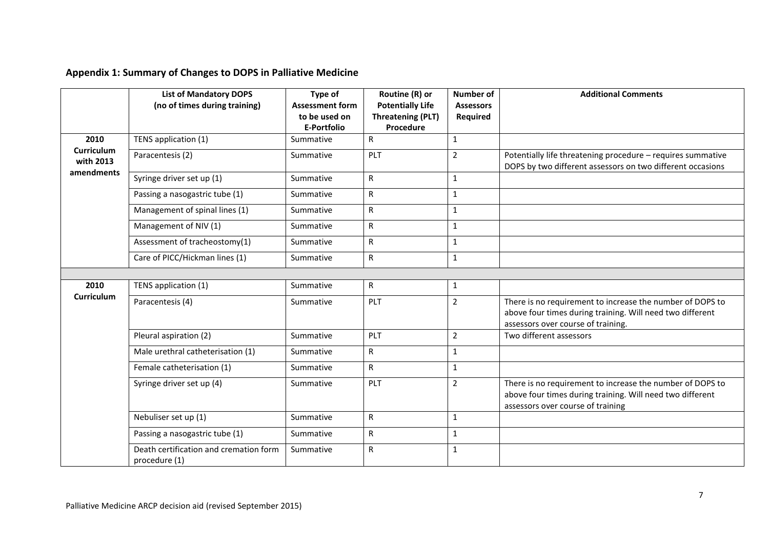## Appendix 1: Summary of Changes to DOPS in Palliative Medicine

| | List of Mandatory DOPS (no of times during training) | Type of Assessment form to be used on E-Portfolio | Routine (R) or Potentially Life Threatening (PLT) Procedure | Number of Assessors Required | Additional Comments |
|---|---|---|---|---|---|
| 2010 Curriculum with 2013 amendments | TENS application (1) | Summative | R | 1 | |
| | Paracentesis (2) | Summative | PLT | 2 | Potentially life threatening procedure – requires summative DOPS by two different assessors on two different occasions |
| | Syringe driver set up (1) | Summative | R | 1 | |
| | Passing a nasogastric tube (1) | Summative | R | 1 | |
| | Management of spinal lines (1) | Summative | R | 1 | |
| | Management of NIV (1) | Summative | R | 1 | |
| | Assessment of tracheostomy(1) | Summative | R | 1 | |
| | Care of PICC/Hickman lines (1) | Summative | R | 1 | |
| | | | | | |
| 2010 Curriculum | TENS application (1) | Summative | R | 1 | |
| | Paracentesis (4) | Summative | PLT | 2 | There is no requirement to increase the number of DOPS to above four times during training. Will need two different assessors over course of training. |
| | Pleural aspiration (2) | Summative | PLT | 2 | Two different assessors |
| | Male urethral catheterisation (1) | Summative | R | 1 | |
| | Female catheterisation (1) | Summative | R | 1 | |
| | Syringe driver set up (4) | Summative | PLT | 2 | There is no requirement to increase the number of DOPS to above four times during training. Will need two different assessors over course of training |
| | Nebuliser set up (1) | Summative | R | 1 | |
| | Passing a nasogastric tube (1) | Summative | R | 1 | |
| | Death certification and cremation form procedure (1) | Summative | R | 1 | |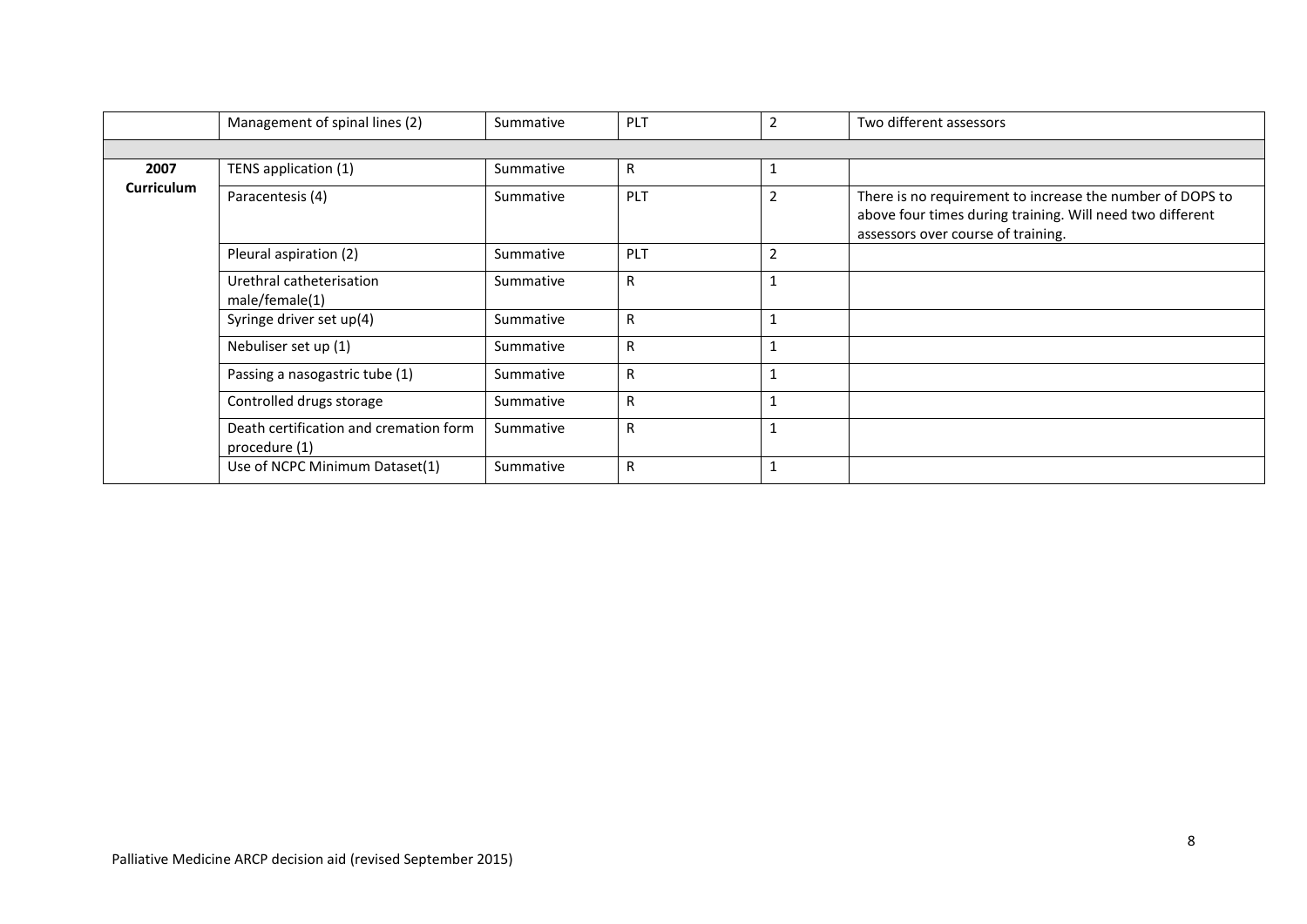| | | | | | |
|---|---|---|---|---|---|
| | Management of spinal lines (2) | Summative | PLT | 2 | Two different assessors |
| | | | | | |
| **2007 Curriculum** | TENS application (1) | Summative | R | 1 | |
| | Paracentesis (4) | Summative | PLT | 2 | There is no requirement to increase the number of DOPS to above four times during training. Will need two different assessors over course of training. |
| | Pleural aspiration (2) | Summative | PLT | 2 | |
| | Urethral catheterisation male/female(1) | Summative | R | 1 | |
| | Syringe driver set up(4) | Summative | R | 1 | |
| | Nebuliser set up (1) | Summative | R | 1 | |
| | Passing a nasogastric tube (1) | Summative | R | 1 | |
| | Controlled drugs storage | Summative | R | 1 | |
| | Death certification and cremation form procedure (1) | Summative | R | 1 | |
| | Use of NCPC Minimum Dataset(1) | Summative | R | 1 | |